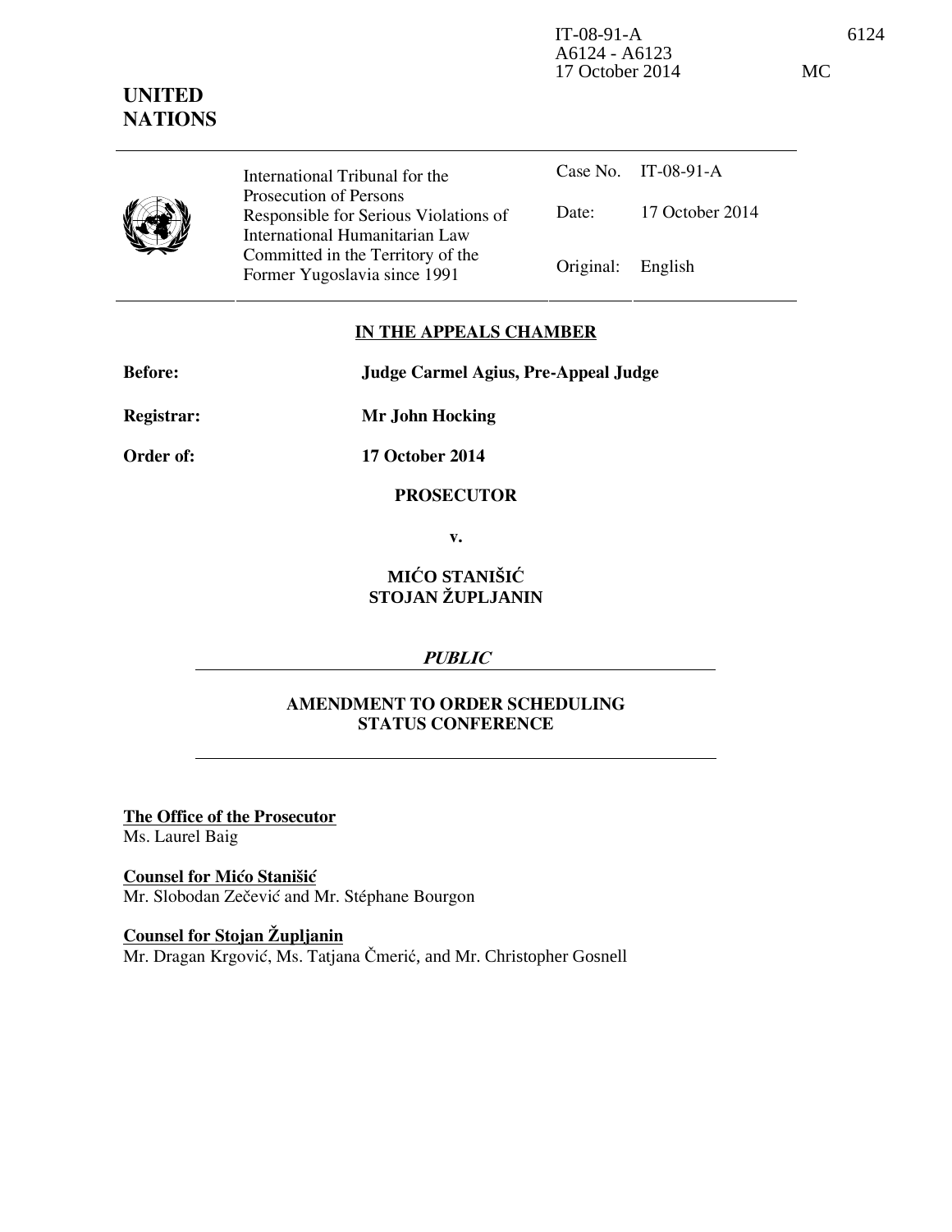IT-08-91-A 6124
A6124 - A6123
17 October 2014 MC

**UNITED NATIONS**

| International Tribunal for the Prosecution of Persons Responsible for Serious Violations of International Humanitarian Law Committed in the Territory of the Former Yugoslavia since 1991 | Case No. | IT-08-91-A |
|---|---|---|
| | Date: | 17 October 2014 |
| | Original: | English |

**IN THE APPEALS CHAMBER**

**Before:** Judge Carmel Agius, Pre-Appeal Judge

**Registrar:** Mr John Hocking

**Order of:** 17 October 2014

**PROSECUTOR**

**v.**

**MIĆO STANIŠIĆ**
**STOJAN ŽUPLJANIN**

***PUBLIC***

**AMENDMENT TO ORDER SCHEDULING STATUS CONFERENCE**

**The Office of the Prosecutor**
Ms. Laurel Baig

**Counsel for Mićo Stanišić**
Mr. Slobodan Zečević and Mr. Stéphane Bourgon

**Counsel for Stojan Župljanin**
Mr. Dragan Krgović, Ms. Tatjana Čmerić, and Mr. Christopher Gosnell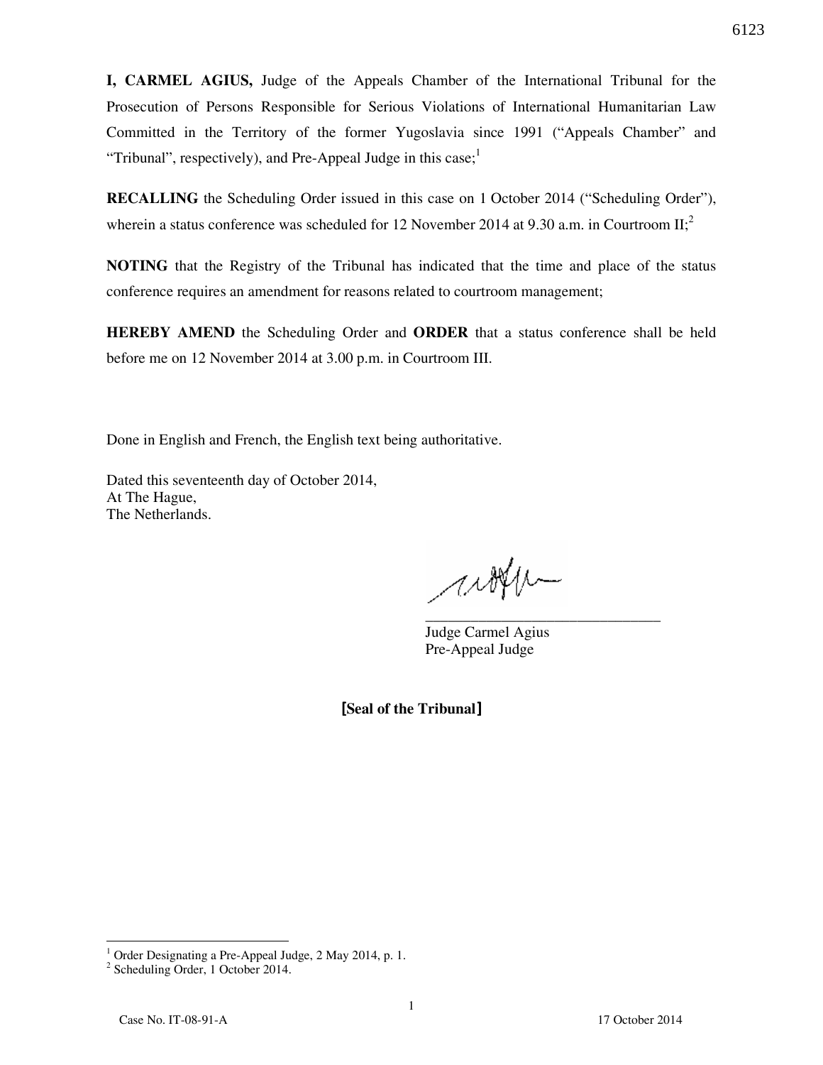**I, CARMEL AGIUS,** Judge of the Appeals Chamber of the International Tribunal for the Prosecution of Persons Responsible for Serious Violations of International Humanitarian Law Committed in the Territory of the former Yugoslavia since 1991 ("Appeals Chamber" and "Tribunal", respectively), and Pre-Appeal Judge in this case;[1]

**RECALLING** the Scheduling Order issued in this case on 1 October 2014 ("Scheduling Order"), wherein a status conference was scheduled for 12 November 2014 at 9.30 a.m. in Courtroom II;[2]

**NOTING** that the Registry of the Tribunal has indicated that the time and place of the status conference requires an amendment for reasons related to courtroom management;

**HEREBY AMEND** the Scheduling Order and **ORDER** that a status conference shall be held before me on 12 November 2014 at 3.00 p.m. in Courtroom III.

Done in English and French, the English text being authoritative.

Dated this seventeenth day of October 2014,
At The Hague,
The Netherlands.

_______________________________
Judge Carmel Agius
Pre-Appeal Judge

**[Seal of the Tribunal]**

---

[1] Order Designating a Pre-Appeal Judge, 2 May 2014, p. 1.

[2] Scheduling Order, 1 October 2014.

Case No. IT-08-91-A 17 October 2014